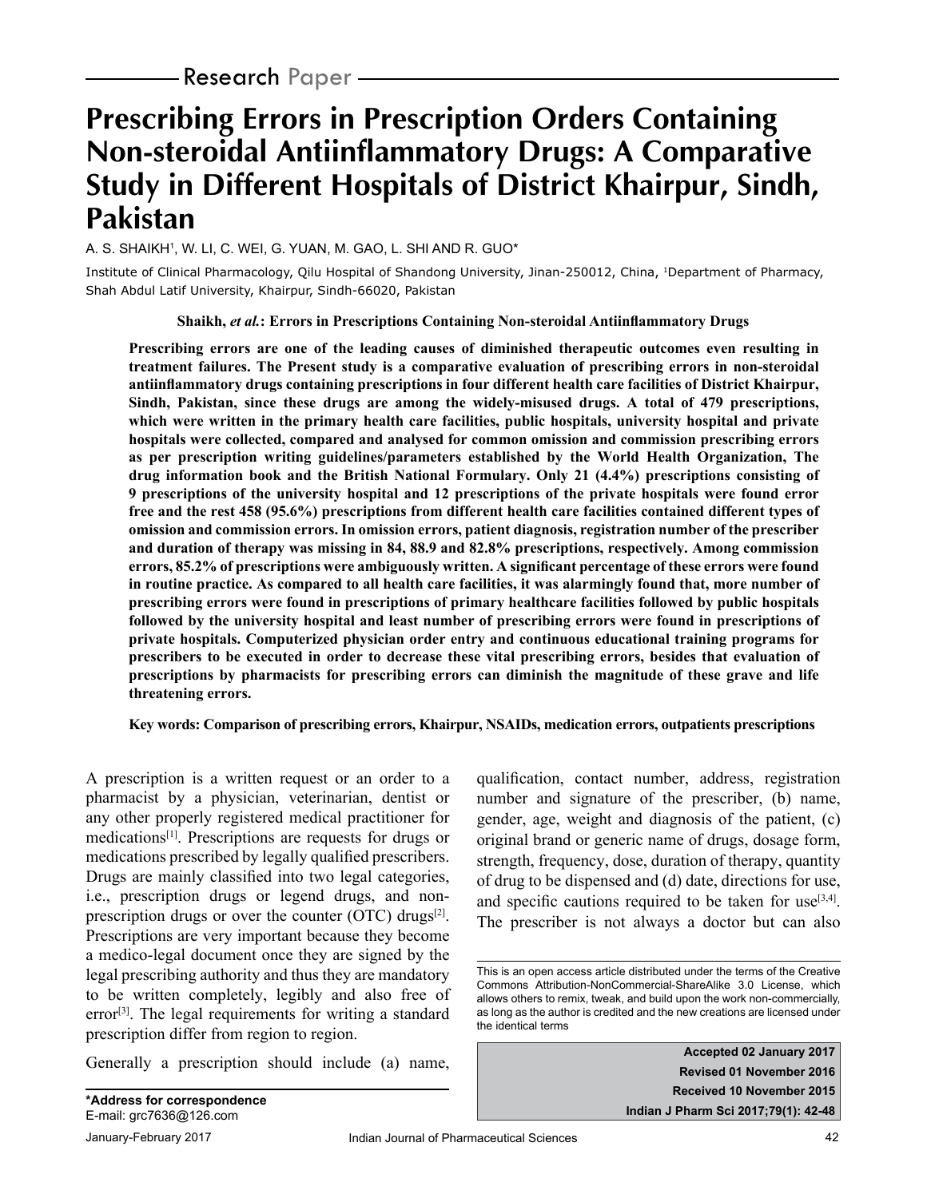Research Paper

# Prescribing Errors in Prescription Orders Containing Non-steroidal Antiinflammatory Drugs: A Comparative Study in Different Hospitals of District Khairpur, Sindh, Pakistan

A. S. SHAIKH[1], W. LI, C. WEI, G. YUAN, M. GAO, L. SHI AND R. GUO*

Institute of Clinical Pharmacology, Qilu Hospital of Shandong University, Jinan-250012, China, [1]Department of Pharmacy, Shah Abdul Latif University, Khairpur, Sindh-66020, Pakistan

**Shaikh, *et al.*: Errors in Prescriptions Containing Non-steroidal Antiinflammatory Drugs**

**Prescribing errors are one of the leading causes of diminished therapeutic outcomes even resulting in treatment failures. The Present study is a comparative evaluation of prescribing errors in non-steroidal antiinflammatory drugs containing prescriptions in four different health care facilities of District Khairpur, Sindh, Pakistan, since these drugs are among the widely-misused drugs. A total of 479 prescriptions, which were written in the primary health care facilities, public hospitals, university hospital and private hospitals were collected, compared and analysed for common omission and commission prescribing errors as per prescription writing guidelines/parameters established by the World Health Organization, The drug information book and the British National Formulary. Only 21 (4.4%) prescriptions consisting of 9 prescriptions of the university hospital and 12 prescriptions of the private hospitals were found error free and the rest 458 (95.6%) prescriptions from different health care facilities contained different types of omission and commission errors. In omission errors, patient diagnosis, registration number of the prescriber and duration of therapy was missing in 84, 88.9 and 82.8% prescriptions, respectively. Among commission errors, 85.2% of prescriptions were ambiguously written. A significant percentage of these errors were found in routine practice. As compared to all health care facilities, it was alarmingly found that, more number of prescribing errors were found in prescriptions of primary healthcare facilities followed by public hospitals followed by the university hospital and least number of prescribing errors were found in prescriptions of private hospitals. Computerized physician order entry and continuous educational training programs for prescribers to be executed in order to decrease these vital prescribing errors, besides that evaluation of prescriptions by pharmacists for prescribing errors can diminish the magnitude of these grave and life threatening errors.**

**Key words: Comparison of prescribing errors, Khairpur, NSAIDs, medication errors, outpatients prescriptions**

A prescription is a written request or an order to a pharmacist by a physician, veterinarian, dentist or any other properly registered medical practitioner for medications[1]. Prescriptions are requests for drugs or medications prescribed by legally qualified prescribers. Drugs are mainly classified into two legal categories, i.e., prescription drugs or legend drugs, and non-prescription drugs or over the counter (OTC) drugs[2]. Prescriptions are very important because they become a medico-legal document once they are signed by the legal prescribing authority and thus they are mandatory to be written completely, legibly and also free of error[3]. The legal requirements for writing a standard prescription differ from region to region.

Generally a prescription should include (a) name, qualification, contact number, address, registration number and signature of the prescriber, (b) name, gender, age, weight and diagnosis of the patient, (c) original brand or generic name of drugs, dosage form, strength, frequency, dose, duration of therapy, quantity of drug to be dispensed and (d) date, directions for use, and specific cautions required to be taken for use[3,4]. The prescriber is not always a doctor but can also

This is an open access article distributed under the terms of the Creative Commons Attribution-NonCommercial-ShareAlike 3.0 License, which allows others to remix, tweak, and build upon the work non-commercially, as long as the author is credited and the new creations are licensed under the identical terms

**Accepted 02 January 2017**
**Revised 01 November 2016**
**Received 10 November 2015**
**Indian J Pharm Sci 2017;79(1): 42-48**

***Address for correspondence**
E-mail: grc7636@126.com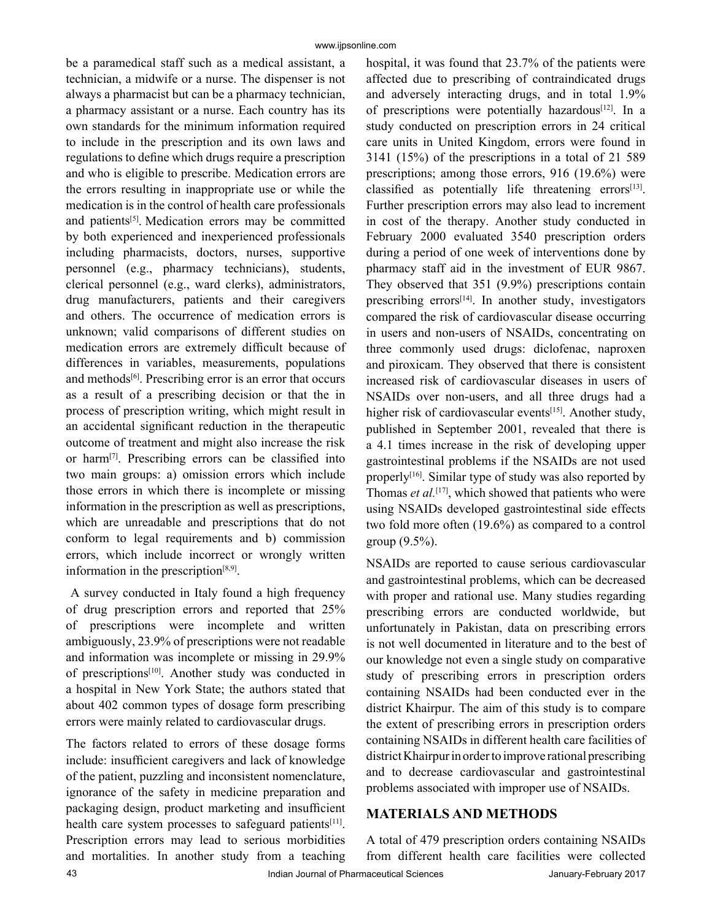be a paramedical staff such as a medical assistant, a technician, a midwife or a nurse. The dispenser is not always a pharmacist but can be a pharmacy technician, a pharmacy assistant or a nurse. Each country has its own standards for the minimum information required to include in the prescription and its own laws and regulations to define which drugs require a prescription and who is eligible to prescribe. Medication errors are the errors resulting in inappropriate use or while the medication is in the control of health care professionals and patients[5]. Medication errors may be committed by both experienced and inexperienced professionals including pharmacists, doctors, nurses, supportive personnel (e.g., pharmacy technicians), students, clerical personnel (e.g., ward clerks), administrators, drug manufacturers, patients and their caregivers and others. The occurrence of medication errors is unknown; valid comparisons of different studies on medication errors are extremely difficult because of differences in variables, measurements, populations and methods[6]. Prescribing error is an error that occurs as a result of a prescribing decision or that the in process of prescription writing, which might result in an accidental significant reduction in the therapeutic outcome of treatment and might also increase the risk or harm[7]. Prescribing errors can be classified into two main groups: a) omission errors which include those errors in which there is incomplete or missing information in the prescription as well as prescriptions, which are unreadable and prescriptions that do not conform to legal requirements and b) commission errors, which include incorrect or wrongly written information in the prescription[8,9].

A survey conducted in Italy found a high frequency of drug prescription errors and reported that 25% of prescriptions were incomplete and written ambiguously, 23.9% of prescriptions were not readable and information was incomplete or missing in 29.9% of prescriptions[10]. Another study was conducted in a hospital in New York State; the authors stated that about 402 common types of dosage form prescribing errors were mainly related to cardiovascular drugs.

The factors related to errors of these dosage forms include: insufficient caregivers and lack of knowledge of the patient, puzzling and inconsistent nomenclature, ignorance of the safety in medicine preparation and packaging design, product marketing and insufficient health care system processes to safeguard patients[11]. Prescription errors may lead to serious morbidities and mortalities. In another study from a teaching hospital, it was found that 23.7% of the patients were affected due to prescribing of contraindicated drugs and adversely interacting drugs, and in total 1.9% of prescriptions were potentially hazardous[12]. In a study conducted on prescription errors in 24 critical care units in United Kingdom, errors were found in 3141 (15%) of the prescriptions in a total of 21 589 prescriptions; among those errors, 916 (19.6%) were classified as potentially life threatening errors[13]. Further prescription errors may also lead to increment in cost of the therapy. Another study conducted in February 2000 evaluated 3540 prescription orders during a period of one week of interventions done by pharmacy staff aid in the investment of EUR 9867. They observed that 351 (9.9%) prescriptions contain prescribing errors[14]. In another study, investigators compared the risk of cardiovascular disease occurring in users and non-users of NSAIDs, concentrating on three commonly used drugs: diclofenac, naproxen and piroxicam. They observed that there is consistent increased risk of cardiovascular diseases in users of NSAIDs over non-users, and all three drugs had a higher risk of cardiovascular events[15]. Another study, published in September 2001, revealed that there is a 4.1 times increase in the risk of developing upper gastrointestinal problems if the NSAIDs are not used properly[16]. Similar type of study was also reported by Thomas *et al.*[17], which showed that patients who were using NSAIDs developed gastrointestinal side effects two fold more often (19.6%) as compared to a control group (9.5%).

NSAIDs are reported to cause serious cardiovascular and gastrointestinal problems, which can be decreased with proper and rational use. Many studies regarding prescribing errors are conducted worldwide, but unfortunately in Pakistan, data on prescribing errors is not well documented in literature and to the best of our knowledge not even a single study on comparative study of prescribing errors in prescription orders containing NSAIDs had been conducted ever in the district Khairpur. The aim of this study is to compare the extent of prescribing errors in prescription orders containing NSAIDs in different health care facilities of district Khairpur in order to improve rational prescribing and to decrease cardiovascular and gastrointestinal problems associated with improper use of NSAIDs.

## MATERIALS AND METHODS

A total of 479 prescription orders containing NSAIDs from different health care facilities were collected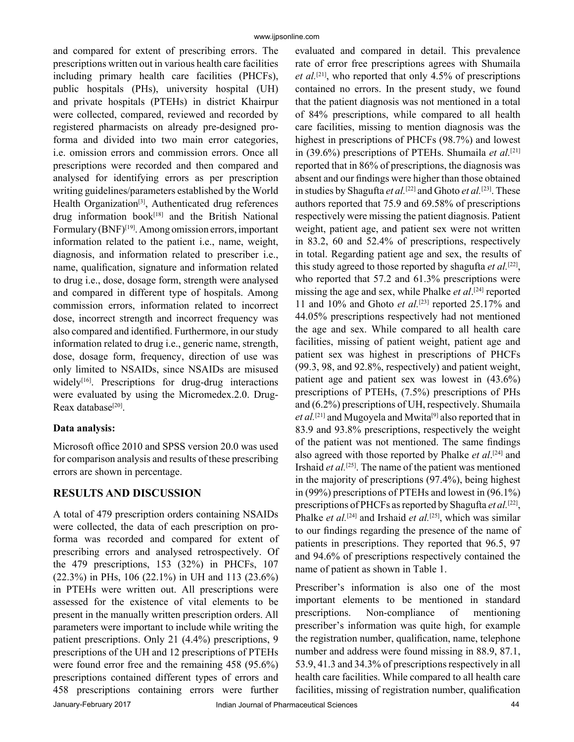and compared for extent of prescribing errors. The prescriptions written out in various health care facilities including primary health care facilities (PHCFs), public hospitals (PHs), university hospital (UH) and private hospitals (PTEHs) in district Khairpur were collected, compared, reviewed and recorded by registered pharmacists on already pre-designed proforma and divided into two main error categories, i.e. omission errors and commission errors. Once all prescriptions were recorded and then compared and analysed for identifying errors as per prescription writing guidelines/parameters established by the World Health Organization[3], Authenticated drug references drug information book[18] and the British National Formulary (BNF)[19]. Among omission errors, important information related to the patient i.e., name, weight, diagnosis, and information related to prescriber i.e., name, qualification, signature and information related to drug i.e., dose, dosage form, strength were analysed and compared in different type of hospitals. Among commission errors, information related to incorrect dose, incorrect strength and incorrect frequency was also compared and identified. Furthermore, in our study information related to drug i.e., generic name, strength, dose, dosage form, frequency, direction of use was only limited to NSAIDs, since NSAIDs are misused widely[16]. Prescriptions for drug-drug interactions were evaluated by using the Micromedex.2.0. Drug-Reax database[20].

**Data analysis:**

Microsoft office 2010 and SPSS version 20.0 was used for comparison analysis and results of these prescribing errors are shown in percentage.

## RESULTS AND DISCUSSION

A total of 479 prescription orders containing NSAIDs were collected, the data of each prescription on proforma was recorded and compared for extent of prescribing errors and analysed retrospectively. Of the 479 prescriptions, 153 (32%) in PHCFs, 107 (22.3%) in PHs, 106 (22.1%) in UH and 113 (23.6%) in PTEHs were written out. All prescriptions were assessed for the existence of vital elements to be present in the manually written prescription orders. All parameters were important to include while writing the patient prescriptions. Only 21 (4.4%) prescriptions, 9 prescriptions of the UH and 12 prescriptions of PTEHs were found error free and the remaining 458 (95.6%) prescriptions contained different types of errors and 458 prescriptions containing errors were further evaluated and compared in detail. This prevalence rate of error free prescriptions agrees with Shumaila *et al.*[21], who reported that only 4.5% of prescriptions contained no errors. In the present study, we found that the patient diagnosis was not mentioned in a total of 84% prescriptions, while compared to all health care facilities, missing to mention diagnosis was the highest in prescriptions of PHCFs (98.7%) and lowest in (39.6%) prescriptions of PTEHs. Shumaila *et al.*[21] reported that in 86% of prescriptions, the diagnosis was absent and our findings were higher than those obtained in studies by Shagufta *et al.*[22] and Ghoto *et al.*[23]. These authors reported that 75.9 and 69.58% of prescriptions respectively were missing the patient diagnosis. Patient weight, patient age, and patient sex were not written in 83.2, 60 and 52.4% of prescriptions, respectively in total. Regarding patient age and sex, the results of this study agreed to those reported by shagufta *et al.*[22], who reported that 57.2 and 61.3% prescriptions were missing the age and sex, while Phalke *et al*.[24] reported 11 and 10% and Ghoto *et al.*[23] reported 25.17% and 44.05% prescriptions respectively had not mentioned the age and sex. While compared to all health care facilities, missing of patient weight, patient age and patient sex was highest in prescriptions of PHCFs (99.3, 98, and 92.8%, respectively) and patient weight, patient age and patient sex was lowest in (43.6%) prescriptions of PTEHs, (7.5%) prescriptions of PHs and (6.2%) prescriptions of UH, respectively. Shumaila *et al.*[21] and Mugoyela and Mwita[9] also reported that in 83.9 and 93.8% prescriptions, respectively the weight of the patient was not mentioned. The same findings also agreed with those reported by Phalke *et al*.[24] and Irshaid *et al.*[25]. The name of the patient was mentioned in the majority of prescriptions (97.4%), being highest in (99%) prescriptions of PTEHs and lowest in (96.1%) prescriptions of PHCFs as reported by Shagufta *et al.*[22], Phalke *et al.*[24] and Irshaid *et al.*[25], which was similar to our findings regarding the presence of the name of patients in prescriptions. They reported that 96.5, 97 and 94.6% of prescriptions respectively contained the name of patient as shown in Table 1.

Prescriber's information is also one of the most important elements to be mentioned in standard prescriptions. Non-compliance of mentioning prescriber's information was quite high, for example the registration number, qualification, name, telephone number and address were found missing in 88.9, 87.1, 53.9, 41.3 and 34.3% of prescriptions respectively in all health care facilities. While compared to all health care facilities, missing of registration number, qualification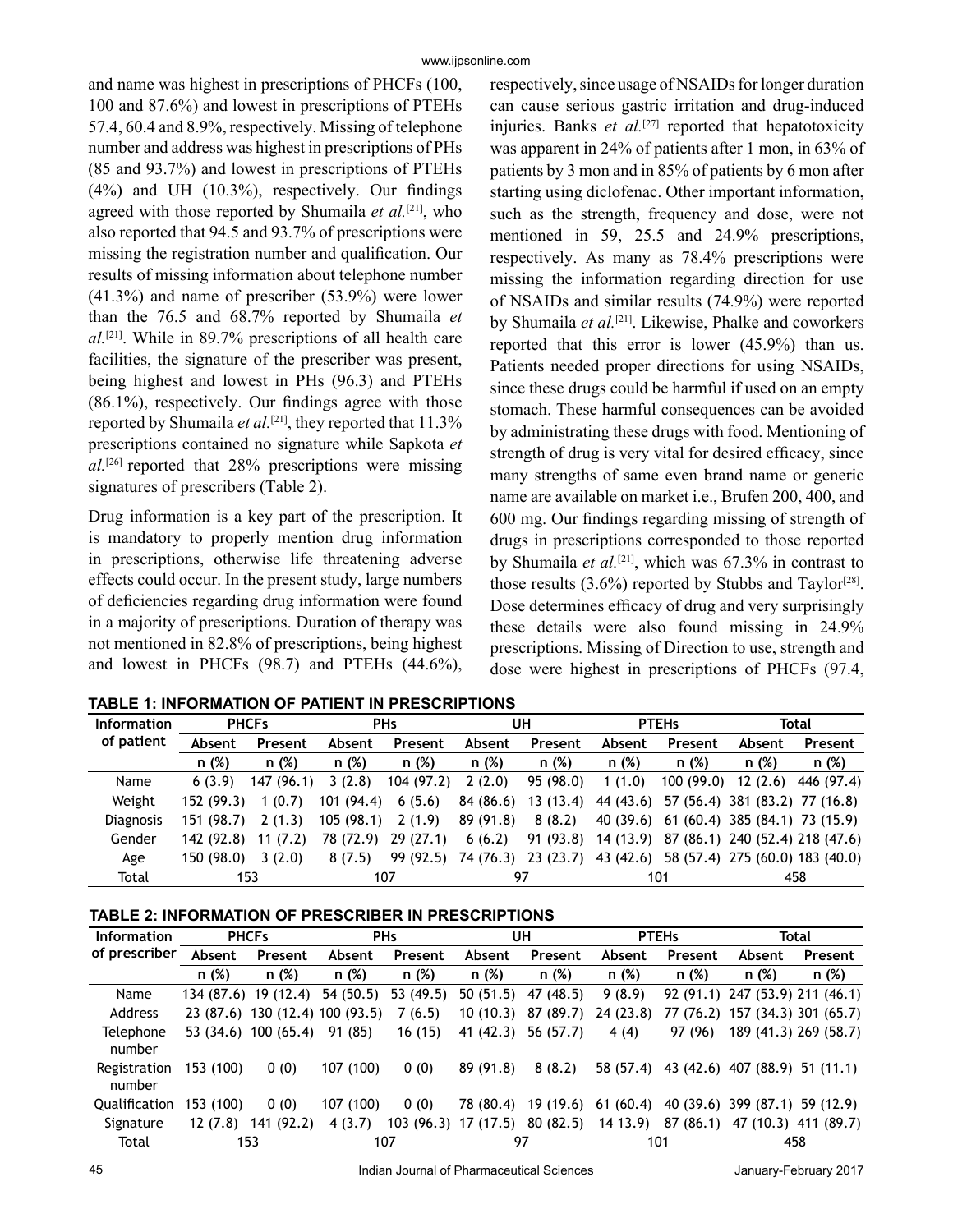and name was highest in prescriptions of PHCFs (100, 100 and 87.6%) and lowest in prescriptions of PTEHs 57.4, 60.4 and 8.9%, respectively. Missing of telephone number and address was highest in prescriptions of PHs (85 and 93.7%) and lowest in prescriptions of PTEHs (4%) and UH (10.3%), respectively. Our findings agreed with those reported by Shumaila *et al.*[21], who also reported that 94.5 and 93.7% of prescriptions were missing the registration number and qualification. Our results of missing information about telephone number (41.3%) and name of prescriber (53.9%) were lower than the 76.5 and 68.7% reported by Shumaila *et al.*[21]. While in 89.7% prescriptions of all health care facilities, the signature of the prescriber was present, being highest and lowest in PHs (96.3) and PTEHs (86.1%), respectively. Our findings agree with those reported by Shumaila *et al.*[21], they reported that 11.3% prescriptions contained no signature while Sapkota *et al.*[26] reported that 28% prescriptions were missing signatures of prescribers (Table 2).

Drug information is a key part of the prescription. It is mandatory to properly mention drug information in prescriptions, otherwise life threatening adverse effects could occur. In the present study, large numbers of deficiencies regarding drug information were found in a majority of prescriptions. Duration of therapy was not mentioned in 82.8% of prescriptions, being highest and lowest in PHCFs (98.7) and PTEHs (44.6%), respectively, since usage of NSAIDs for longer duration can cause serious gastric irritation and drug-induced injuries. Banks *et al.*[27] reported that hepatotoxicity was apparent in 24% of patients after 1 mon, in 63% of patients by 3 mon and in 85% of patients by 6 mon after starting using diclofenac. Other important information, such as the strength, frequency and dose, were not mentioned in 59, 25.5 and 24.9% prescriptions, respectively. As many as 78.4% prescriptions were missing the information regarding direction for use of NSAIDs and similar results (74.9%) were reported by Shumaila *et al.*[21]. Likewise, Phalke and coworkers reported that this error is lower (45.9%) than us. Patients needed proper directions for using NSAIDs, since these drugs could be harmful if used on an empty stomach. These harmful consequences can be avoided by administrating these drugs with food. Mentioning of strength of drug is very vital for desired efficacy, since many strengths of same even brand name or generic name are available on market i.e., Brufen 200, 400, and 600 mg. Our findings regarding missing of strength of drugs in prescriptions corresponded to those reported by Shumaila *et al.*[21], which was 67.3% in contrast to those results (3.6%) reported by Stubbs and Taylor[28]. Dose determines efficacy of drug and very surprisingly these details were also found missing in 24.9% prescriptions. Missing of Direction to use, strength and dose were highest in prescriptions of PHCFs (97.4,

**TABLE 1: INFORMATION OF PATIENT IN PRESCRIPTIONS**

| Information of patient | PHCFs | | PHs | | UH | | PTEHs | | Total | |
|---|---|---|---|---|---|---|---|---|---|---|
| | Absent | Present | Absent | Present | Absent | Present | Absent | Present | Absent | Present |
| | n (%) | n (%) | n (%) | n (%) | n (%) | n (%) | n (%) | n (%) | n (%) | n (%) |
| Name | 6 (3.9) | 147 (96.1) | 3 (2.8) | 104 (97.2) | 2 (2.0) | 95 (98.0) | 1 (1.0) | 100 (99.0) | 12 (2.6) | 446 (97.4) |
| Weight | 152 (99.3) | 1 (0.7) | 101 (94.4) | 6 (5.6) | 84 (86.6) | 13 (13.4) | 44 (43.6) | 57 (56.4) | 381 (83.2) | 77 (16.8) |
| Diagnosis | 151 (98.7) | 2 (1.3) | 105 (98.1) | 2 (1.9) | 89 (91.8) | 8 (8.2) | 40 (39.6) | 61 (60.4) | 385 (84.1) | 73 (15.9) |
| Gender | 142 (92.8) | 11 (7.2) | 78 (72.9) | 29 (27.1) | 6 (6.2) | 91 (93.8) | 14 (13.9) | 87 (86.1) | 240 (52.4) | 218 (47.6) |
| Age | 150 (98.0) | 3 (2.0) | 8 (7.5) | 99 (92.5) | 74 (76.3) | 23 (23.7) | 43 (42.6) | 58 (57.4) | 275 (60.0) | 183 (40.0) |
| Total | 153 | | 107 | | 97 | | 101 | | 458 | |

**TABLE 2: INFORMATION OF PRESCRIBER IN PRESCRIPTIONS**

| Information of prescriber | PHCFs | | PHs | | UH | | PTEHs | | Total | |
|---|---|---|---|---|---|---|---|---|---|---|
| | Absent | Present | Absent | Present | Absent | Present | Absent | Present | Absent | Present |
| | n (%) | n (%) | n (%) | n (%) | n (%) | n (%) | n (%) | n (%) | n (%) | n (%) |
| Name | 134 (87.6) | 19 (12.4) | 54 (50.5) | 53 (49.5) | 50 (51.5) | 47 (48.5) | 9 (8.9) | 92 (91.1) | 247 (53.9) | 211 (46.1) |
| Address | 23 (87.6) | 130 (12.4) | 100 (93.5) | 7 (6.5) | 10 (10.3) | 87 (89.7) | 24 (23.8) | 77 (76.2) | 157 (34.3) | 301 (65.7) |
| Telephone number | 53 (34.6) | 100 (65.4) | 91 (85) | 16 (15) | 41 (42.3) | 56 (57.7) | 4 (4) | 97 (96) | 189 (41.3) | 269 (58.7) |
| Registration number | 153 (100) | 0 (0) | 107 (100) | 0 (0) | 89 (91.8) | 8 (8.2) | 58 (57.4) | 43 (42.6) | 407 (88.9) | 51 (11.1) |
| Qualification | 153 (100) | 0 (0) | 107 (100) | 0 (0) | 78 (80.4) | 19 (19.6) | 61 (60.4) | 40 (39.6) | 399 (87.1) | 59 (12.9) |
| Signature | 12 (7.8) | 141 (92.2) | 4 (3.7) | 103 (96.3) | 17 (17.5) | 80 (82.5) | 14 13.9) | 87 (86.1) | 47 (10.3) | 411 (89.7) |
| Total | 153 | | 107 | | 97 | | 101 | | 458 | |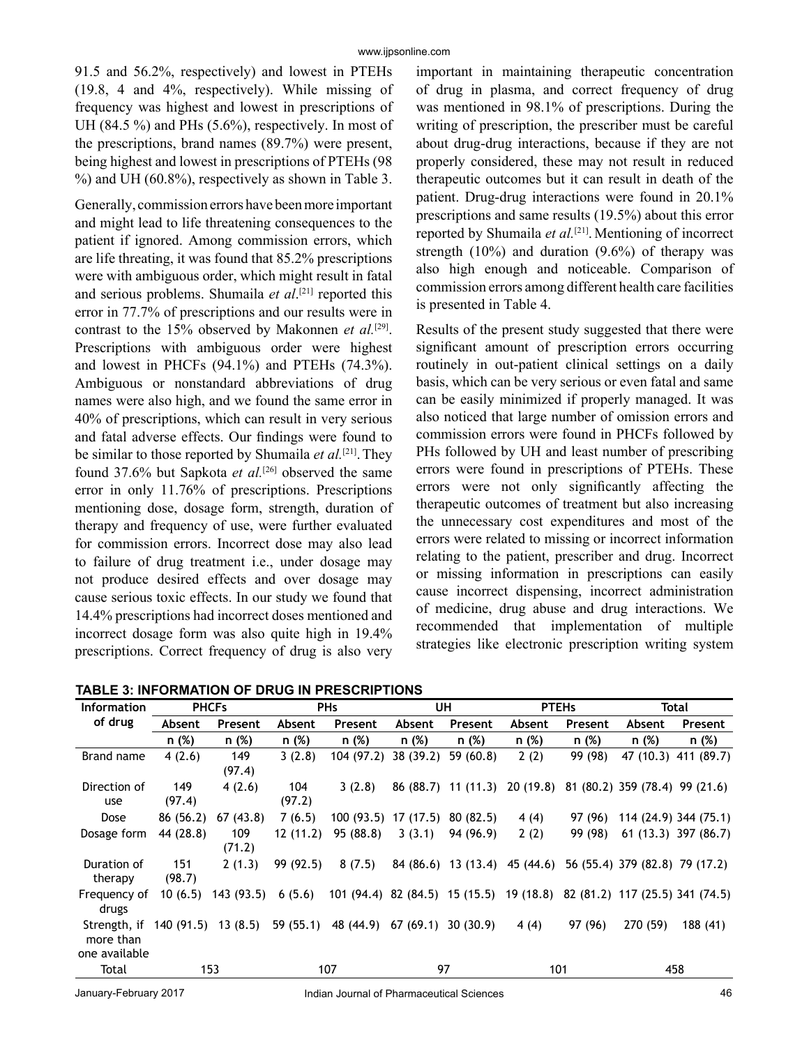91.5 and 56.2%, respectively) and lowest in PTEHs (19.8, 4 and 4%, respectively). While missing of frequency was highest and lowest in prescriptions of UH (84.5 %) and PHs (5.6%), respectively. In most of the prescriptions, brand names (89.7%) were present, being highest and lowest in prescriptions of PTEHs (98 %) and UH (60.8%), respectively as shown in Table 3.

Generally, commission errors have been more important and might lead to life threatening consequences to the patient if ignored. Among commission errors, which are life threating, it was found that 85.2% prescriptions were with ambiguous order, which might result in fatal and serious problems. Shumaila *et al*.[21] reported this error in 77.7% of prescriptions and our results were in contrast to the 15% observed by Makonnen *et al*.[29]. Prescriptions with ambiguous order were highest and lowest in PHCFs (94.1%) and PTEHs (74.3%). Ambiguous or nonstandard abbreviations of drug names were also high, and we found the same error in 40% of prescriptions, which can result in very serious and fatal adverse effects. Our findings were found to be similar to those reported by Shumaila *et al.*[21]. They found 37.6% but Sapkota *et al.*[26] observed the same error in only 11.76% of prescriptions. Prescriptions mentioning dose, dosage form, strength, duration of therapy and frequency of use, were further evaluated for commission errors. Incorrect dose may also lead to failure of drug treatment i.e., under dosage may not produce desired effects and over dosage may cause serious toxic effects. In our study we found that 14.4% prescriptions had incorrect doses mentioned and incorrect dosage form was also quite high in 19.4% prescriptions. Correct frequency of drug is also very important in maintaining therapeutic concentration of drug in plasma, and correct frequency of drug was mentioned in 98.1% of prescriptions. During the writing of prescription, the prescriber must be careful about drug-drug interactions, because if they are not properly considered, these may not result in reduced therapeutic outcomes but it can result in death of the patient. Drug-drug interactions were found in 20.1% prescriptions and same results (19.5%) about this error reported by Shumaila *et al.*[21]. Mentioning of incorrect strength (10%) and duration (9.6%) of therapy was also high enough and noticeable. Comparison of commission errors among different health care facilities is presented in Table 4.

Results of the present study suggested that there were significant amount of prescription errors occurring routinely in out-patient clinical settings on a daily basis, which can be very serious or even fatal and same can be easily minimized if properly managed. It was also noticed that large number of omission errors and commission errors were found in PHCFs followed by PHs followed by UH and least number of prescribing errors were found in prescriptions of PTEHs. These errors were not only significantly affecting the therapeutic outcomes of treatment but also increasing the unnecessary cost expenditures and most of the errors were related to missing or incorrect information relating to the patient, prescriber and drug. Incorrect or missing information in prescriptions can easily cause incorrect dispensing, incorrect administration of medicine, drug abuse and drug interactions. We recommended that implementation of multiple strategies like electronic prescription writing system

**TABLE 3: INFORMATION OF DRUG IN PRESCRIPTIONS**

| Information of drug | PHCFs | | PHs | | UH | | PTEHs | | Total | |
|---|---|---|---|---|---|---|---|---|---|---|
| | Absent | Present | Absent | Present | Absent | Present | Absent | Present | Absent | Present |
| | n (%) | n (%) | n (%) | n (%) | n (%) | n (%) | n (%) | n (%) | n (%) | n (%) |
| Brand name | 4 (2.6) | 149 (97.4) | 3 (2.8) | 104 (97.2) | 38 (39.2) | 59 (60.8) | 2 (2) | 99 (98) | 47 (10.3) | 411 (89.7) |
| Direction of use | 149 (97.4) | 4 (2.6) | 104 (97.2) | 3 (2.8) | 86 (88.7) | 11 (11.3) | 20 (19.8) | 81 (80.2) | 359 (78.4) | 99 (21.6) |
| Dose | 86 (56.2) | 67 (43.8) | 7 (6.5) | 100 (93.5) | 17 (17.5) | 80 (82.5) | 4 (4) | 97 (96) | 114 (24.9) | 344 (75.1) |
| Dosage form | 44 (28.8) | 109 (71.2) | 12 (11.2) | 95 (88.8) | 3 (3.1) | 94 (96.9) | 2 (2) | 99 (98) | 61 (13.3) | 397 (86.7) |
| Duration of therapy | 151 (98.7) | 2 (1.3) | 99 (92.5) | 8 (7.5) | 84 (86.6) | 13 (13.4) | 45 (44.6) | 56 (55.4) | 379 (82.8) | 79 (17.2) |
| Frequency of drugs | 10 (6.5) | 143 (93.5) | 6 (5.6) | 101 (94.4) | 82 (84.5) | 15 (15.5) | 19 (18.8) | 82 (81.2) | 117 (25.5) | 341 (74.5) |
| Strength, if more than one available | 140 (91.5) | 13 (8.5) | 59 (55.1) | 48 (44.9) | 67 (69.1) | 30 (30.9) | 4 (4) | 97 (96) | 270 (59) | 188 (41) |
| Total | 153 | | 107 | | 97 | | 101 | | 458 | |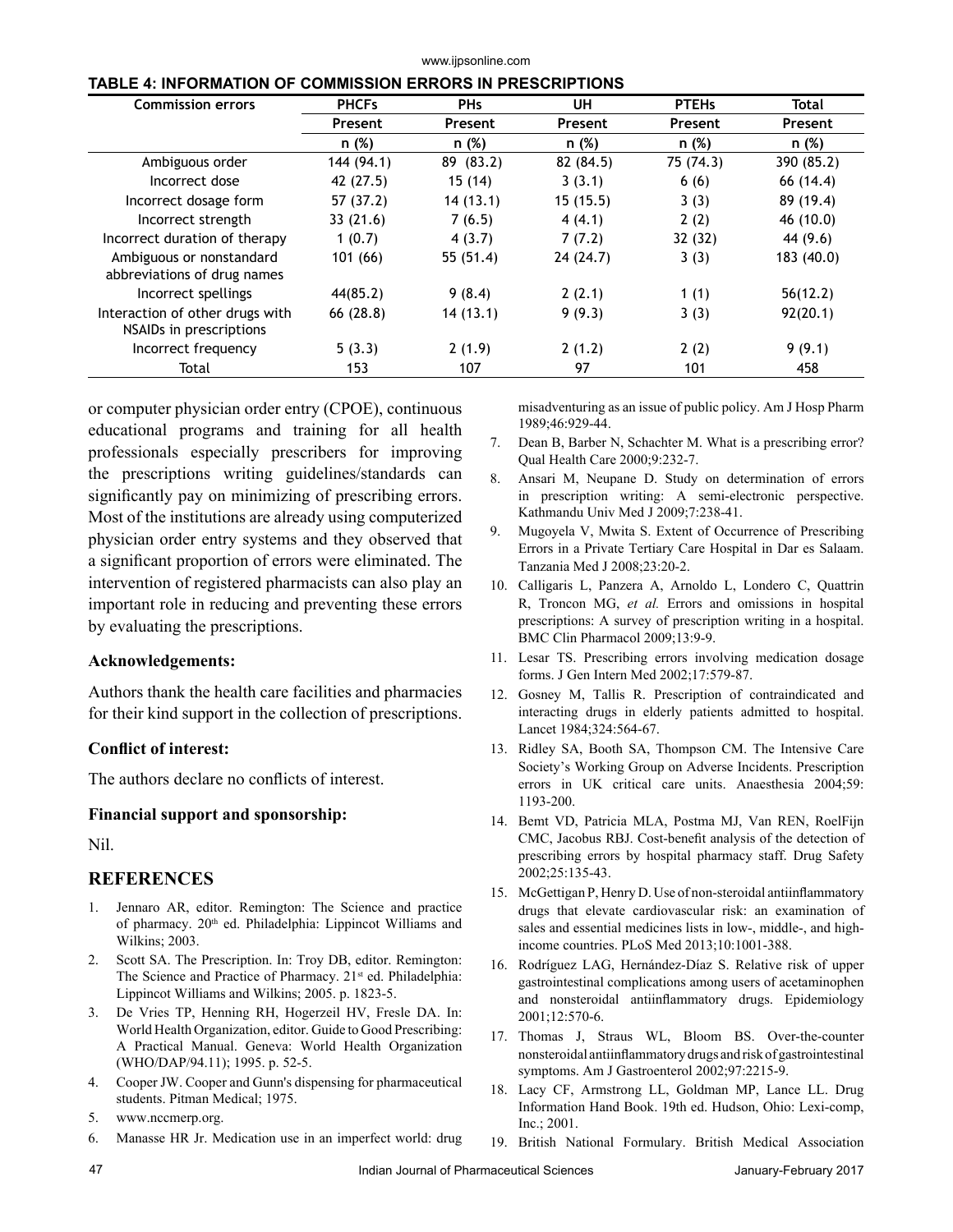**TABLE 4: INFORMATION OF COMMISSION ERRORS IN PRESCRIPTIONS**

| Commission errors | PHCFs | PHs | UH | PTEHs | Total |
|---|---|---|---|---|---|
| | Present | Present | Present | Present | Present |
| | n (%) | n (%) | n (%) | n (%) | n (%) |
| Ambiguous order | 144 (94.1) | 89 (83.2) | 82 (84.5) | 75 (74.3) | 390 (85.2) |
| Incorrect dose | 42 (27.5) | 15 (14) | 3 (3.1) | 6 (6) | 66 (14.4) |
| Incorrect dosage form | 57 (37.2) | 14 (13.1) | 15 (15.5) | 3 (3) | 89 (19.4) |
| Incorrect strength | 33 (21.6) | 7 (6.5) | 4 (4.1) | 2 (2) | 46 (10.0) |
| Incorrect duration of therapy | 1 (0.7) | 4 (3.7) | 7 (7.2) | 32 (32) | 44 (9.6) |
| Ambiguous or nonstandard abbreviations of drug names | 101 (66) | 55 (51.4) | 24 (24.7) | 3 (3) | 183 (40.0) |
| Incorrect spellings | 44(85.2) | 9 (8.4) | 2 (2.1) | 1 (1) | 56(12.2) |
| Interaction of other drugs with NSAIDs in prescriptions | 66 (28.8) | 14 (13.1) | 9 (9.3) | 3 (3) | 92(20.1) |
| Incorrect frequency | 5 (3.3) | 2 (1.9) | 2 (1.2) | 2 (2) | 9 (9.1) |
| Total | 153 | 107 | 97 | 101 | 458 |

or computer physician order entry (CPOE), continuous educational programs and training for all health professionals especially prescribers for improving the prescriptions writing guidelines/standards can significantly pay on minimizing of prescribing errors. Most of the institutions are already using computerized physician order entry systems and they observed that a significant proportion of errors were eliminated. The intervention of registered pharmacists can also play an important role in reducing and preventing these errors by evaluating the prescriptions.

### Acknowledgements:

Authors thank the health care facilities and pharmacies for their kind support in the collection of prescriptions.

### Conflict of interest:

The authors declare no conflicts of interest.

### Financial support and sponsorship:

Nil.

## REFERENCES

1. Jennaro AR, editor. Remington: The Science and practice of pharmacy. 20th ed. Philadelphia: Lippincot Williams and Wilkins; 2003.
2. Scott SA. The Prescription. In: Troy DB, editor. Remington: The Science and Practice of Pharmacy. 21st ed. Philadelphia: Lippincot Williams and Wilkins; 2005. p. 1823-5.
3. De Vries TP, Henning RH, Hogerzeil HV, Fresle DA. In: World Health Organization, editor. Guide to Good Prescribing: A Practical Manual. Geneva: World Health Organization (WHO/DAP/94.11); 1995. p. 52-5.
4. Cooper JW. Cooper and Gunn's dispensing for pharmaceutical students. Pitman Medical; 1975.
5. www.nccmerp.org.
6. Manasse HR Jr. Medication use in an imperfect world: drug misadventuring as an issue of public policy. Am J Hosp Pharm 1989;46:929-44.
7. Dean B, Barber N, Schachter M. What is a prescribing error? Qual Health Care 2000;9:232-7.
8. Ansari M, Neupane D. Study on determination of errors in prescription writing: A semi-electronic perspective. Kathmandu Univ Med J 2009;7:238-41.
9. Mugoyela V, Mwita S. Extent of Occurrence of Prescribing Errors in a Private Tertiary Care Hospital in Dar es Salaam. Tanzania Med J 2008;23:20-2.
10. Calligaris L, Panzera A, Arnoldo L, Londero C, Quattrin R, Troncon MG, *et al.* Errors and omissions in hospital prescriptions: A survey of prescription writing in a hospital. BMC Clin Pharmacol 2009;13:9-9.
11. Lesar TS. Prescribing errors involving medication dosage forms. J Gen Intern Med 2002;17:579-87.
12. Gosney M, Tallis R. Prescription of contraindicated and interacting drugs in elderly patients admitted to hospital. Lancet 1984;324:564-67.
13. Ridley SA, Booth SA, Thompson CM. The Intensive Care Society's Working Group on Adverse Incidents. Prescription errors in UK critical care units. Anaesthesia 2004;59: 1193-200.
14. Bemt VD, Patricia MLA, Postma MJ, Van REN, RoelFijn CMC, Jacobus RBJ. Cost-benefit analysis of the detection of prescribing errors by hospital pharmacy staff. Drug Safety 2002;25:135-43.
15. McGettigan P, Henry D. Use of non-steroidal antiinflammatory drugs that elevate cardiovascular risk: an examination of sales and essential medicines lists in low-, middle-, and high-income countries. PLoS Med 2013;10:1001-388.
16. Rodríguez LAG, Hernández-Díaz S. Relative risk of upper gastrointestinal complications among users of acetaminophen and nonsteroidal antiinflammatory drugs. Epidemiology 2001;12:570-6.
17. Thomas J, Straus WL, Bloom BS. Over-the-counter nonsteroidal antiinflammatory drugs and risk of gastrointestinal symptoms. Am J Gastroenterol 2002;97:2215-9.
18. Lacy CF, Armstrong LL, Goldman MP, Lance LL. Drug Information Hand Book. 19th ed. Hudson, Ohio: Lexi-comp, Inc.; 2001.
19. British National Formulary. British Medical Association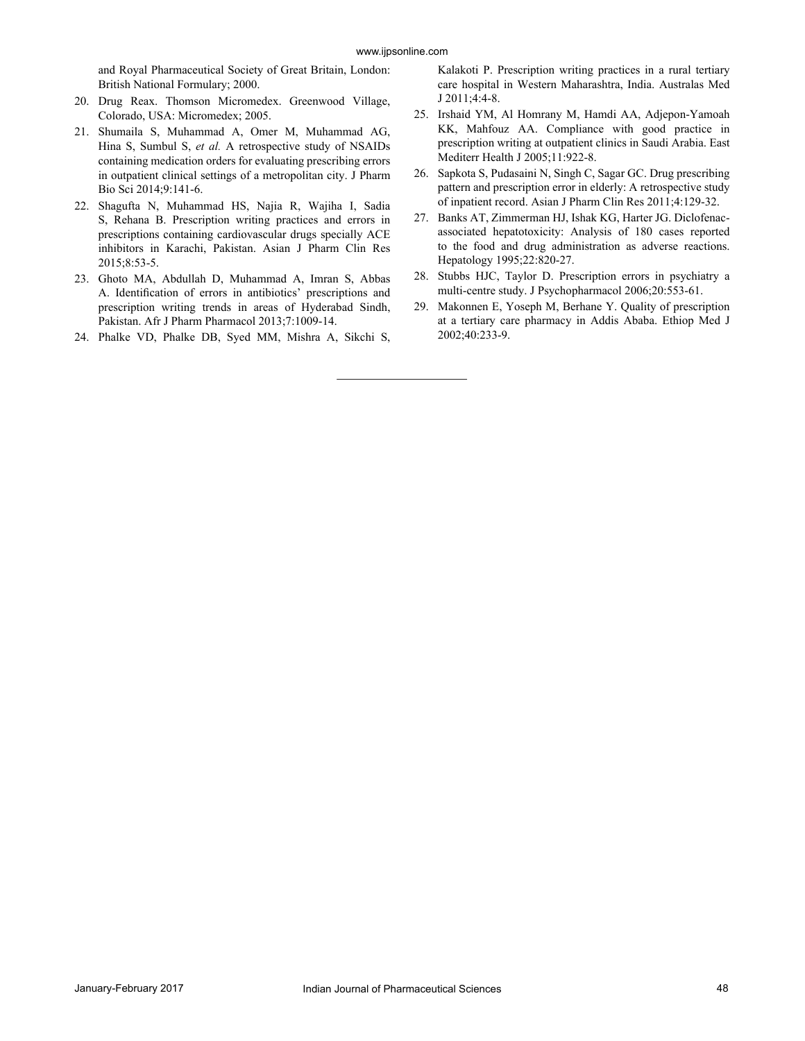and Royal Pharmaceutical Society of Great Britain, London: British National Formulary; 2000.

20. Drug Reax. Thomson Micromedex. Greenwood Village, Colorado, USA: Micromedex; 2005.
21. Shumaila S, Muhammad A, Omer M, Muhammad AG, Hina S, Sumbul S, *et al.* A retrospective study of NSAIDs containing medication orders for evaluating prescribing errors in outpatient clinical settings of a metropolitan city. J Pharm Bio Sci 2014;9:141-6.
22. Shagufta N, Muhammad HS, Najia R, Wajiha I, Sadia S, Rehana B. Prescription writing practices and errors in prescriptions containing cardiovascular drugs specially ACE inhibitors in Karachi, Pakistan. Asian J Pharm Clin Res 2015;8:53-5.
23. Ghoto MA, Abdullah D, Muhammad A, Imran S, Abbas A. Identification of errors in antibiotics' prescriptions and prescription writing trends in areas of Hyderabad Sindh, Pakistan. Afr J Pharm Pharmacol 2013;7:1009-14.
24. Phalke VD, Phalke DB, Syed MM, Mishra A, Sikchi S, Kalakoti P. Prescription writing practices in a rural tertiary care hospital in Western Maharashtra, India. Australas Med J 2011;4:4-8.
25. Irshaid YM, Al Homrany M, Hamdi AA, Adjepon-Yamoah KK, Mahfouz AA. Compliance with good practice in prescription writing at outpatient clinics in Saudi Arabia. East Mediterr Health J 2005;11:922-8.
26. Sapkota S, Pudasaini N, Singh C, Sagar GC. Drug prescribing pattern and prescription error in elderly: A retrospective study of inpatient record. Asian J Pharm Clin Res 2011;4:129-32.
27. Banks AT, Zimmerman HJ, Ishak KG, Harter JG. Diclofenac-associated hepatotoxicity: Analysis of 180 cases reported to the food and drug administration as adverse reactions. Hepatology 1995;22:820-27.
28. Stubbs HJC, Taylor D. Prescription errors in psychiatry a multi-centre study. J Psychopharmacol 2006;20:553-61.
29. Makonnen E, Yoseph M, Berhane Y. Quality of prescription at a tertiary care pharmacy in Addis Ababa. Ethiop Med J 2002;40:233-9.